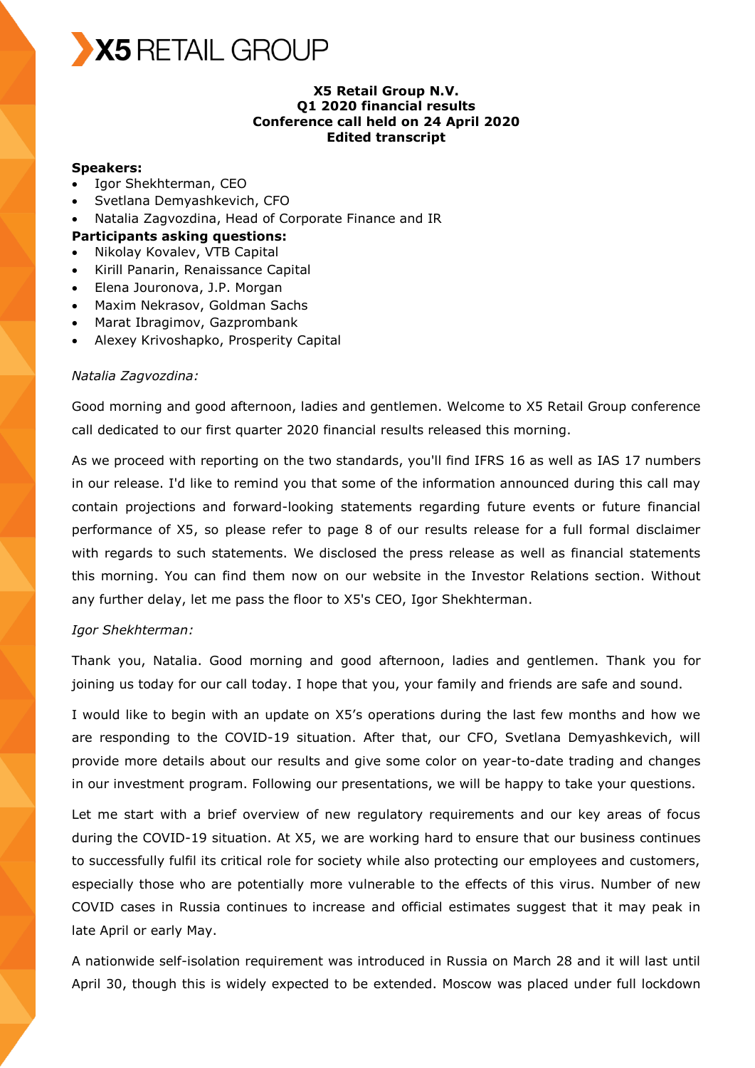X5 RETAIL GROUP

**X5 Retail Group N.V.**
**Q1 2020 financial results**
**Conference call held on 24 April 2020**
**Edited transcript**

**Speakers:**

- Igor Shekhterman, CEO
- Svetlana Demyashkevich, CFO
- Natalia Zagvozdina, Head of Corporate Finance and IR

**Participants asking questions:**

- Nikolay Kovalev, VTB Capital
- Kirill Panarin, Renaissance Capital
- Elena Jouronova, J.P. Morgan
- Maxim Nekrasov, Goldman Sachs
- Marat Ibragimov, Gazprombank
- Alexey Krivoshapko, Prosperity Capital

*Natalia Zagvozdina:*

Good morning and good afternoon, ladies and gentlemen. Welcome to X5 Retail Group conference call dedicated to our first quarter 2020 financial results released this morning.

As we proceed with reporting on the two standards, you'll find IFRS 16 as well as IAS 17 numbers in our release. I'd like to remind you that some of the information announced during this call may contain projections and forward-looking statements regarding future events or future financial performance of X5, so please refer to page 8 of our results release for a full formal disclaimer with regards to such statements. We disclosed the press release as well as financial statements this morning. You can find them now on our website in the Investor Relations section. Without any further delay, let me pass the floor to X5's CEO, Igor Shekhterman.

*Igor Shekhterman:*

Thank you, Natalia. Good morning and good afternoon, ladies and gentlemen. Thank you for joining us today for our call today. I hope that you, your family and friends are safe and sound.

I would like to begin with an update on X5's operations during the last few months and how we are responding to the COVID-19 situation. After that, our CFO, Svetlana Demyashkevich, will provide more details about our results and give some color on year-to-date trading and changes in our investment program. Following our presentations, we will be happy to take your questions.

Let me start with a brief overview of new regulatory requirements and our key areas of focus during the COVID-19 situation. At X5, we are working hard to ensure that our business continues to successfully fulfil its critical role for society while also protecting our employees and customers, especially those who are potentially more vulnerable to the effects of this virus. Number of new COVID cases in Russia continues to increase and official estimates suggest that it may peak in late April or early May.

A nationwide self-isolation requirement was introduced in Russia on March 28 and it will last until April 30, though this is widely expected to be extended. Moscow was placed under full lockdown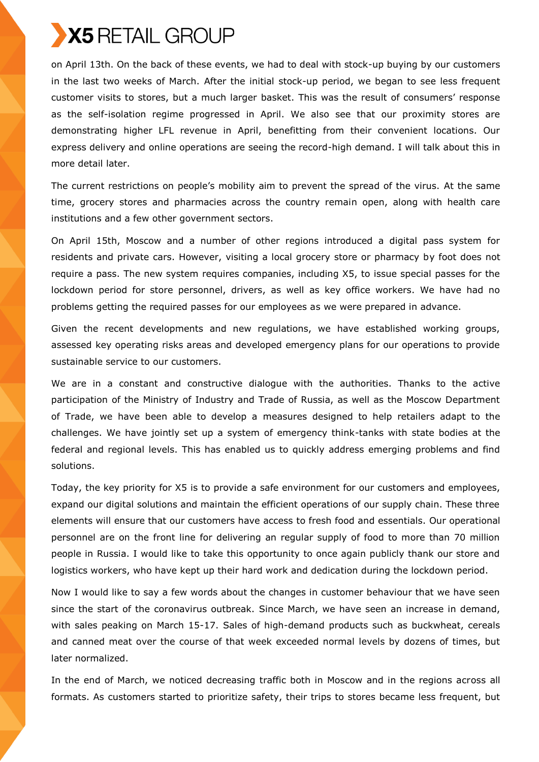on April 13th. On the back of these events, we had to deal with stock-up buying by our customers in the last two weeks of March. After the initial stock-up period, we began to see less frequent customer visits to stores, but a much larger basket. This was the result of consumers' response as the self-isolation regime progressed in April. We also see that our proximity stores are demonstrating higher LFL revenue in April, benefitting from their convenient locations. Our express delivery and online operations are seeing the record-high demand. I will talk about this in more detail later.

The current restrictions on people's mobility aim to prevent the spread of the virus. At the same time, grocery stores and pharmacies across the country remain open, along with health care institutions and a few other government sectors.

On April 15th, Moscow and a number of other regions introduced a digital pass system for residents and private cars. However, visiting a local grocery store or pharmacy by foot does not require a pass. The new system requires companies, including X5, to issue special passes for the lockdown period for store personnel, drivers, as well as key office workers. We have had no problems getting the required passes for our employees as we were prepared in advance.

Given the recent developments and new regulations, we have established working groups, assessed key operating risks areas and developed emergency plans for our operations to provide sustainable service to our customers.

We are in a constant and constructive dialogue with the authorities. Thanks to the active participation of the Ministry of Industry and Trade of Russia, as well as the Moscow Department of Trade, we have been able to develop a measures designed to help retailers adapt to the challenges. We have jointly set up a system of emergency think-tanks with state bodies at the federal and regional levels. This has enabled us to quickly address emerging problems and find solutions.

Today, the key priority for X5 is to provide a safe environment for our customers and employees, expand our digital solutions and maintain the efficient operations of our supply chain. These three elements will ensure that our customers have access to fresh food and essentials. Our operational personnel are on the front line for delivering an regular supply of food to more than 70 million people in Russia. I would like to take this opportunity to once again publicly thank our store and logistics workers, who have kept up their hard work and dedication during the lockdown period.

Now I would like to say a few words about the changes in customer behaviour that we have seen since the start of the coronavirus outbreak. Since March, we have seen an increase in demand, with sales peaking on March 15-17. Sales of high-demand products such as buckwheat, cereals and canned meat over the course of that week exceeded normal levels by dozens of times, but later normalized.

In the end of March, we noticed decreasing traffic both in Moscow and in the regions across all formats. As customers started to prioritize safety, their trips to stores became less frequent, but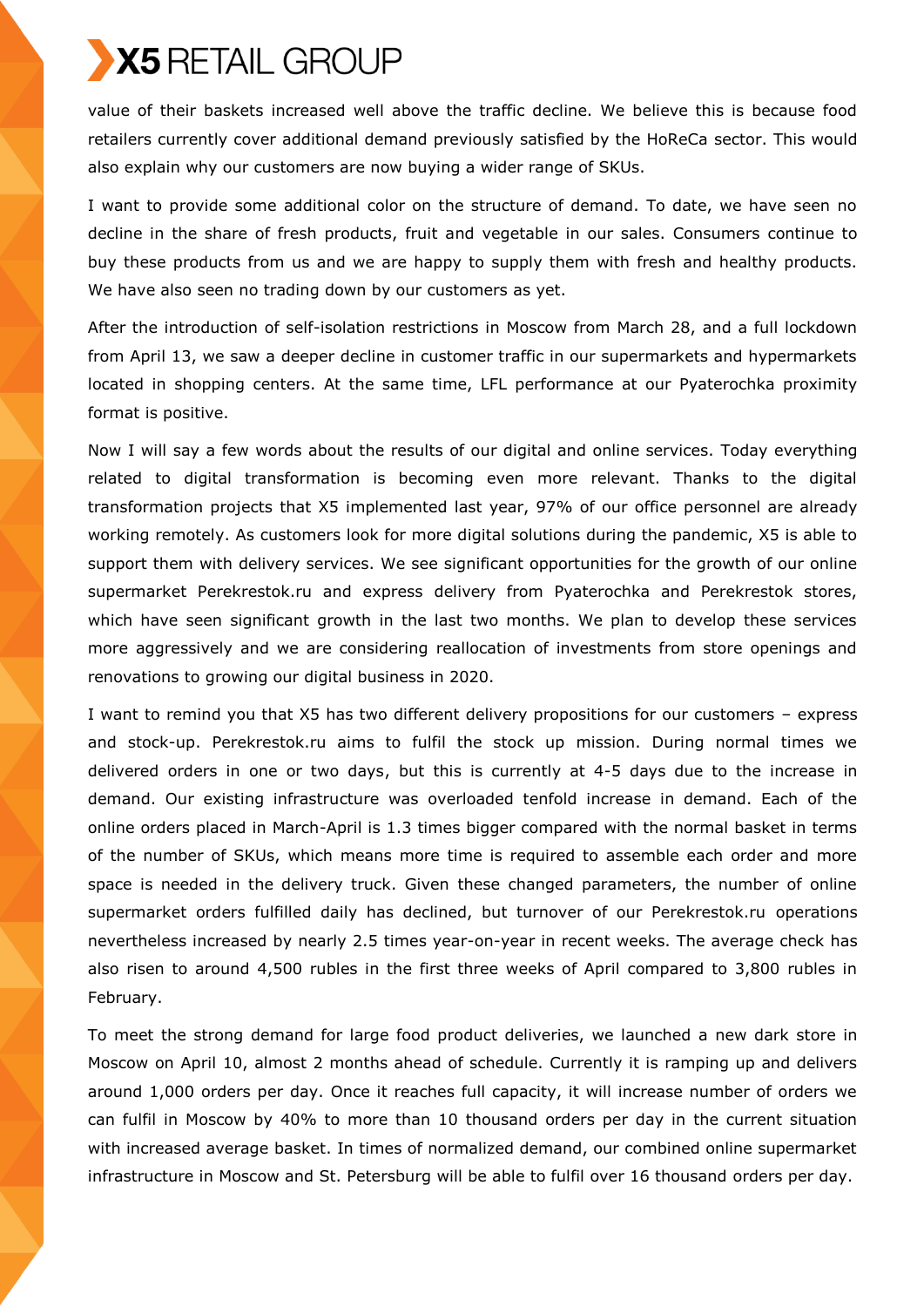value of their baskets increased well above the traffic decline. We believe this is because food retailers currently cover additional demand previously satisfied by the HoReCa sector. This would also explain why our customers are now buying a wider range of SKUs.

I want to provide some additional color on the structure of demand. To date, we have seen no decline in the share of fresh products, fruit and vegetable in our sales. Consumers continue to buy these products from us and we are happy to supply them with fresh and healthy products. We have also seen no trading down by our customers as yet.

After the introduction of self-isolation restrictions in Moscow from March 28, and a full lockdown from April 13, we saw a deeper decline in customer traffic in our supermarkets and hypermarkets located in shopping centers. At the same time, LFL performance at our Pyaterochka proximity format is positive.

Now I will say a few words about the results of our digital and online services. Today everything related to digital transformation is becoming even more relevant. Thanks to the digital transformation projects that X5 implemented last year, 97% of our office personnel are already working remotely. As customers look for more digital solutions during the pandemic, X5 is able to support them with delivery services. We see significant opportunities for the growth of our online supermarket Perekrestok.ru and express delivery from Pyaterochka and Perekrestok stores, which have seen significant growth in the last two months. We plan to develop these services more aggressively and we are considering reallocation of investments from store openings and renovations to growing our digital business in 2020.

I want to remind you that X5 has two different delivery propositions for our customers – express and stock-up. Perekrestok.ru aims to fulfil the stock up mission. During normal times we delivered orders in one or two days, but this is currently at 4-5 days due to the increase in demand. Our existing infrastructure was overloaded tenfold increase in demand. Each of the online orders placed in March-April is 1.3 times bigger compared with the normal basket in terms of the number of SKUs, which means more time is required to assemble each order and more space is needed in the delivery truck. Given these changed parameters, the number of online supermarket orders fulfilled daily has declined, but turnover of our Perekrestok.ru operations nevertheless increased by nearly 2.5 times year-on-year in recent weeks. The average check has also risen to around 4,500 rubles in the first three weeks of April compared to 3,800 rubles in February.

To meet the strong demand for large food product deliveries, we launched a new dark store in Moscow on April 10, almost 2 months ahead of schedule. Currently it is ramping up and delivers around 1,000 orders per day. Once it reaches full capacity, it will increase number of orders we can fulfil in Moscow by 40% to more than 10 thousand orders per day in the current situation with increased average basket. In times of normalized demand, our combined online supermarket infrastructure in Moscow and St. Petersburg will be able to fulfil over 16 thousand orders per day.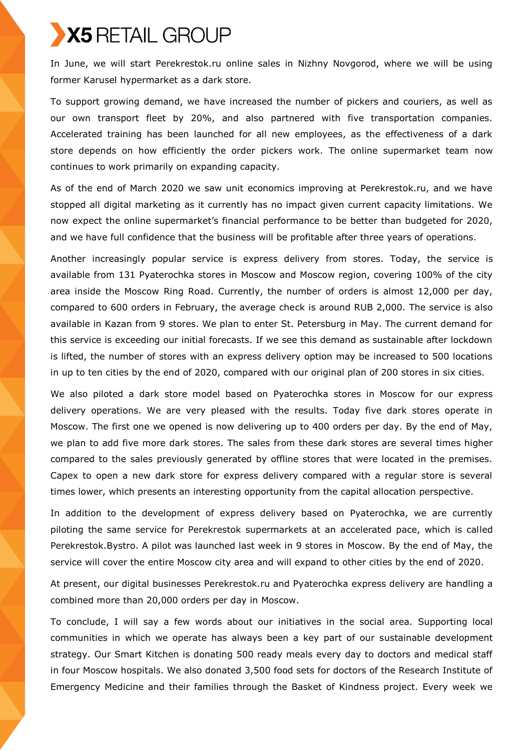In June, we will start Perekrestok.ru online sales in Nizhny Novgorod, where we will be using former Karusel hypermarket as a dark store.

To support growing demand, we have increased the number of pickers and couriers, as well as our own transport fleet by 20%, and also partnered with five transportation companies. Accelerated training has been launched for all new employees, as the effectiveness of a dark store depends on how efficiently the order pickers work. The online supermarket team now continues to work primarily on expanding capacity.

As of the end of March 2020 we saw unit economics improving at Perekrestok.ru, and we have stopped all digital marketing as it currently has no impact given current capacity limitations. We now expect the online supermarket's financial performance to be better than budgeted for 2020, and we have full confidence that the business will be profitable after three years of operations.

Another increasingly popular service is express delivery from stores. Today, the service is available from 131 Pyaterochka stores in Moscow and Moscow region, covering 100% of the city area inside the Moscow Ring Road. Currently, the number of orders is almost 12,000 per day, compared to 600 orders in February, the average check is around RUB 2,000. The service is also available in Kazan from 9 stores. We plan to enter St. Petersburg in May. The current demand for this service is exceeding our initial forecasts. If we see this demand as sustainable after lockdown is lifted, the number of stores with an express delivery option may be increased to 500 locations in up to ten cities by the end of 2020, compared with our original plan of 200 stores in six cities.

We also piloted a dark store model based on Pyaterochka stores in Moscow for our express delivery operations. We are very pleased with the results. Today five dark stores operate in Moscow. The first one we opened is now delivering up to 400 orders per day. By the end of May, we plan to add five more dark stores. The sales from these dark stores are several times higher compared to the sales previously generated by offline stores that were located in the premises. Capex to open a new dark store for express delivery compared with a regular store is several times lower, which presents an interesting opportunity from the capital allocation perspective.

In addition to the development of express delivery based on Pyaterochka, we are currently piloting the same service for Perekrestok supermarkets at an accelerated pace, which is called Perekrestok.Bystro. A pilot was launched last week in 9 stores in Moscow. By the end of May, the service will cover the entire Moscow city area and will expand to other cities by the end of 2020.

At present, our digital businesses Perekrestok.ru and Pyaterochka express delivery are handling a combined more than 20,000 orders per day in Moscow.

To conclude, I will say a few words about our initiatives in the social area. Supporting local communities in which we operate has always been a key part of our sustainable development strategy. Our Smart Kitchen is donating 500 ready meals every day to doctors and medical staff in four Moscow hospitals. We also donated 3,500 food sets for doctors of the Research Institute of Emergency Medicine and their families through the Basket of Kindness project. Every week we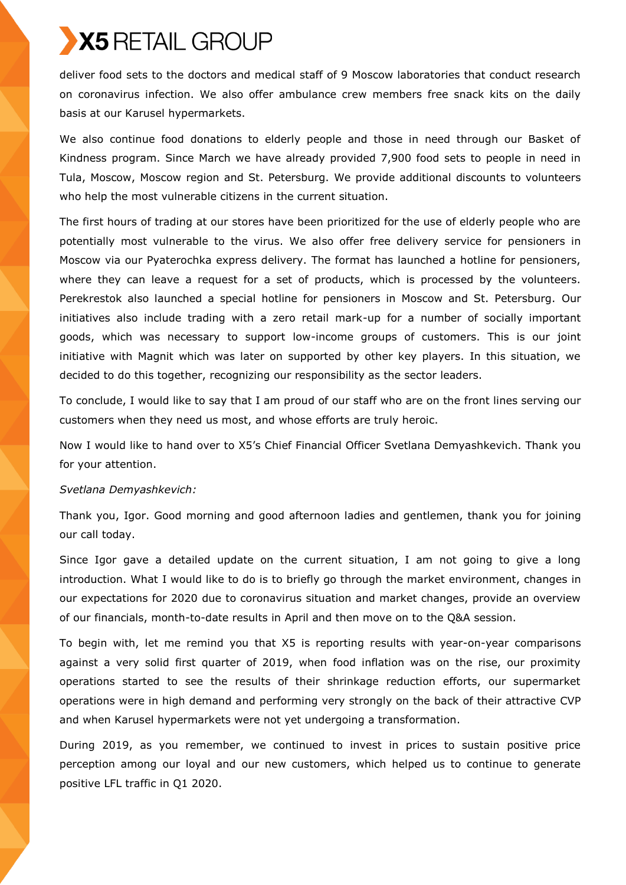deliver food sets to the doctors and medical staff of 9 Moscow laboratories that conduct research on coronavirus infection. We also offer ambulance crew members free snack kits on the daily basis at our Karusel hypermarkets.

We also continue food donations to elderly people and those in need through our Basket of Kindness program. Since March we have already provided 7,900 food sets to people in need in Tula, Moscow, Moscow region and St. Petersburg. We provide additional discounts to volunteers who help the most vulnerable citizens in the current situation.

The first hours of trading at our stores have been prioritized for the use of elderly people who are potentially most vulnerable to the virus. We also offer free delivery service for pensioners in Moscow via our Pyaterochka express delivery. The format has launched a hotline for pensioners, where they can leave a request for a set of products, which is processed by the volunteers. Perekrestok also launched a special hotline for pensioners in Moscow and St. Petersburg. Our initiatives also include trading with a zero retail mark-up for a number of socially important goods, which was necessary to support low-income groups of customers. This is our joint initiative with Magnit which was later on supported by other key players. In this situation, we decided to do this together, recognizing our responsibility as the sector leaders.

To conclude, I would like to say that I am proud of our staff who are on the front lines serving our customers when they need us most, and whose efforts are truly heroic.

Now I would like to hand over to X5's Chief Financial Officer Svetlana Demyashkevich. Thank you for your attention.

*Svetlana Demyashkevich:*

Thank you, Igor. Good morning and good afternoon ladies and gentlemen, thank you for joining our call today.

Since Igor gave a detailed update on the current situation, I am not going to give a long introduction. What I would like to do is to briefly go through the market environment, changes in our expectations for 2020 due to coronavirus situation and market changes, provide an overview of our financials, month-to-date results in April and then move on to the Q&A session.

To begin with, let me remind you that X5 is reporting results with year-on-year comparisons against a very solid first quarter of 2019, when food inflation was on the rise, our proximity operations started to see the results of their shrinkage reduction efforts, our supermarket operations were in high demand and performing very strongly on the back of their attractive CVP and when Karusel hypermarkets were not yet undergoing a transformation.

During 2019, as you remember, we continued to invest in prices to sustain positive price perception among our loyal and our new customers, which helped us to continue to generate positive LFL traffic in Q1 2020.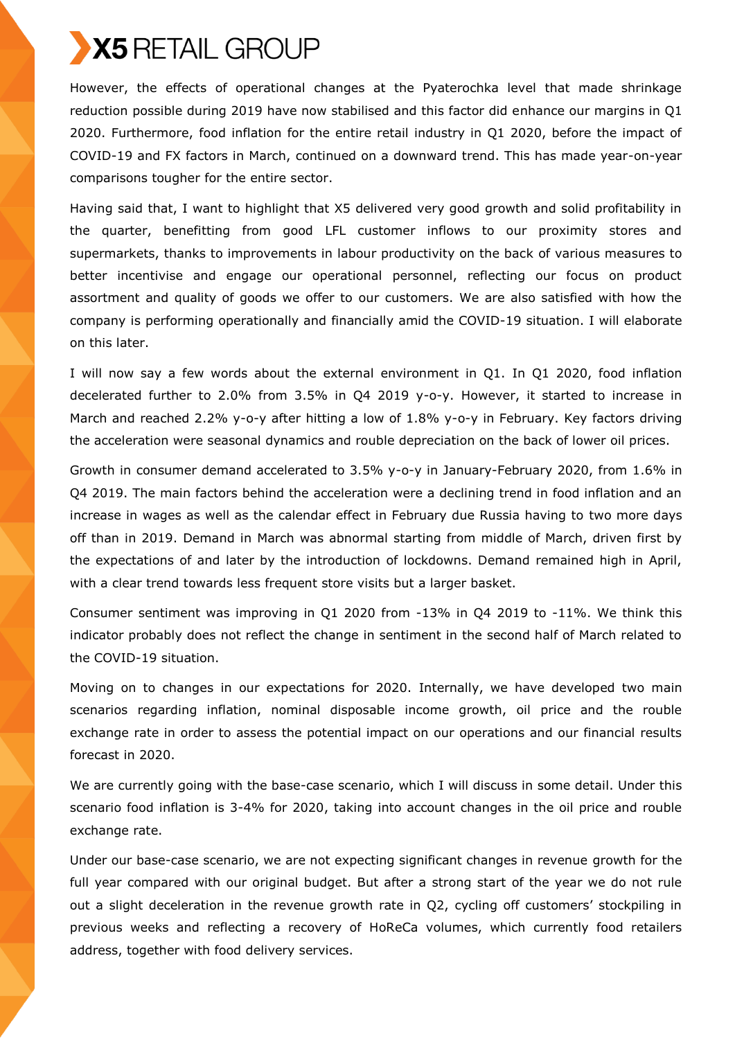However, the effects of operational changes at the Pyaterochka level that made shrinkage reduction possible during 2019 have now stabilised and this factor did enhance our margins in Q1 2020. Furthermore, food inflation for the entire retail industry in Q1 2020, before the impact of COVID-19 and FX factors in March, continued on a downward trend. This has made year-on-year comparisons tougher for the entire sector.

Having said that, I want to highlight that X5 delivered very good growth and solid profitability in the quarter, benefitting from good LFL customer inflows to our proximity stores and supermarkets, thanks to improvements in labour productivity on the back of various measures to better incentivise and engage our operational personnel, reflecting our focus on product assortment and quality of goods we offer to our customers. We are also satisfied with how the company is performing operationally and financially amid the COVID-19 situation. I will elaborate on this later.

I will now say a few words about the external environment in Q1. In Q1 2020, food inflation decelerated further to 2.0% from 3.5% in Q4 2019 y-o-y. However, it started to increase in March and reached 2.2% y-o-y after hitting a low of 1.8% y-o-y in February. Key factors driving the acceleration were seasonal dynamics and rouble depreciation on the back of lower oil prices.

Growth in consumer demand accelerated to 3.5% y-o-y in January-February 2020, from 1.6% in Q4 2019. The main factors behind the acceleration were a declining trend in food inflation and an increase in wages as well as the calendar effect in February due Russia having to two more days off than in 2019. Demand in March was abnormal starting from middle of March, driven first by the expectations of and later by the introduction of lockdowns. Demand remained high in April, with a clear trend towards less frequent store visits but a larger basket.

Consumer sentiment was improving in Q1 2020 from -13% in Q4 2019 to -11%. We think this indicator probably does not reflect the change in sentiment in the second half of March related to the COVID-19 situation.

Moving on to changes in our expectations for 2020. Internally, we have developed two main scenarios regarding inflation, nominal disposable income growth, oil price and the rouble exchange rate in order to assess the potential impact on our operations and our financial results forecast in 2020.

We are currently going with the base-case scenario, which I will discuss in some detail. Under this scenario food inflation is 3-4% for 2020, taking into account changes in the oil price and rouble exchange rate.

Under our base-case scenario, we are not expecting significant changes in revenue growth for the full year compared with our original budget. But after a strong start of the year we do not rule out a slight deceleration in the revenue growth rate in Q2, cycling off customers' stockpiling in previous weeks and reflecting a recovery of HoReCa volumes, which currently food retailers address, together with food delivery services.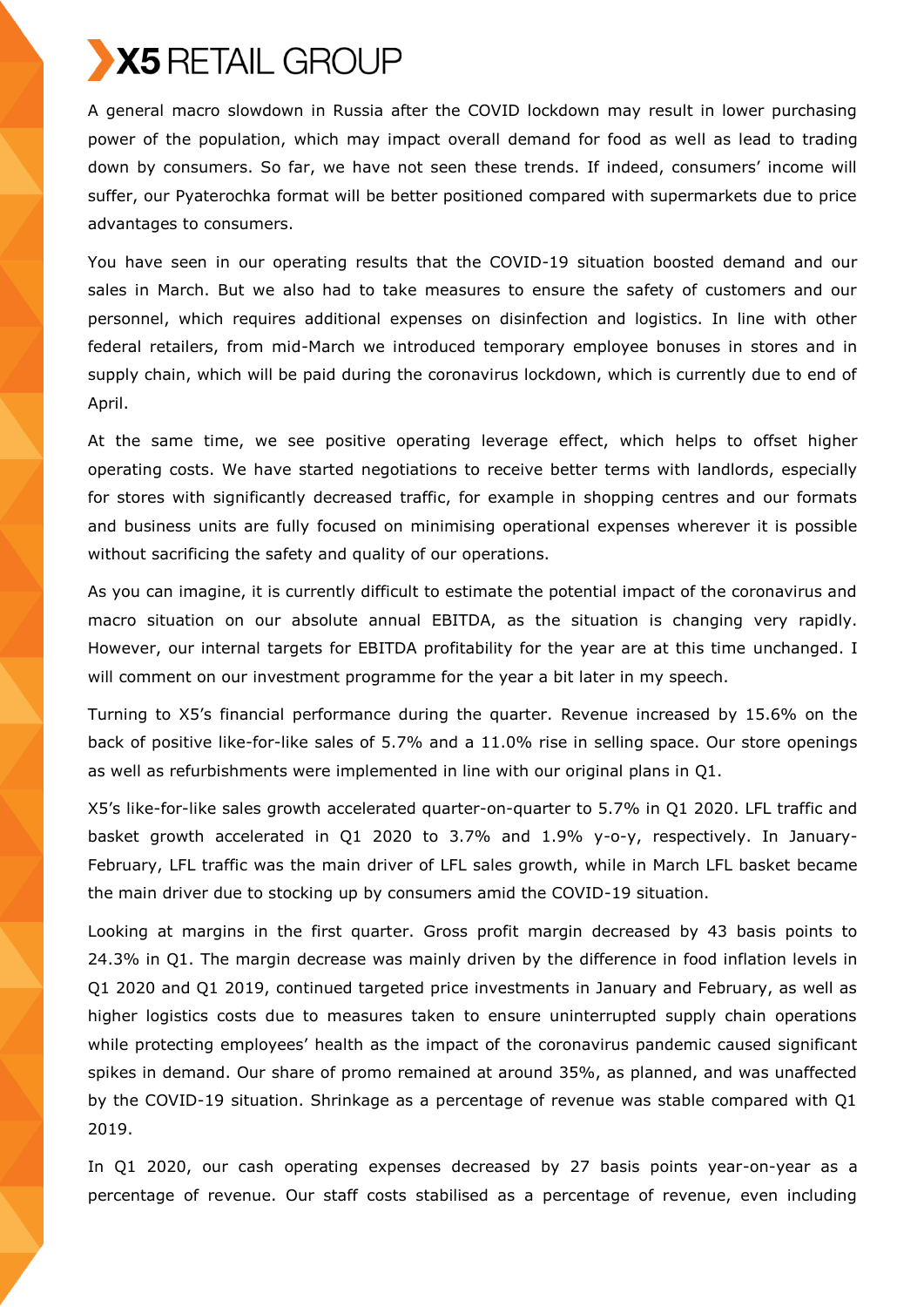A general macro slowdown in Russia after the COVID lockdown may result in lower purchasing power of the population, which may impact overall demand for food as well as lead to trading down by consumers. So far, we have not seen these trends. If indeed, consumers' income will suffer, our Pyaterochka format will be better positioned compared with supermarkets due to price advantages to consumers.

You have seen in our operating results that the COVID-19 situation boosted demand and our sales in March. But we also had to take measures to ensure the safety of customers and our personnel, which requires additional expenses on disinfection and logistics. In line with other federal retailers, from mid-March we introduced temporary employee bonuses in stores and in supply chain, which will be paid during the coronavirus lockdown, which is currently due to end of April.

At the same time, we see positive operating leverage effect, which helps to offset higher operating costs. We have started negotiations to receive better terms with landlords, especially for stores with significantly decreased traffic, for example in shopping centres and our formats and business units are fully focused on minimising operational expenses wherever it is possible without sacrificing the safety and quality of our operations.

As you can imagine, it is currently difficult to estimate the potential impact of the coronavirus and macro situation on our absolute annual EBITDA, as the situation is changing very rapidly. However, our internal targets for EBITDA profitability for the year are at this time unchanged. I will comment on our investment programme for the year a bit later in my speech.

Turning to X5's financial performance during the quarter. Revenue increased by 15.6% on the back of positive like-for-like sales of 5.7% and a 11.0% rise in selling space. Our store openings as well as refurbishments were implemented in line with our original plans in Q1.

X5's like-for-like sales growth accelerated quarter-on-quarter to 5.7% in Q1 2020. LFL traffic and basket growth accelerated in Q1 2020 to 3.7% and 1.9% y-o-y, respectively. In January-February, LFL traffic was the main driver of LFL sales growth, while in March LFL basket became the main driver due to stocking up by consumers amid the COVID-19 situation.

Looking at margins in the first quarter. Gross profit margin decreased by 43 basis points to 24.3% in Q1. The margin decrease was mainly driven by the difference in food inflation levels in Q1 2020 and Q1 2019, continued targeted price investments in January and February, as well as higher logistics costs due to measures taken to ensure uninterrupted supply chain operations while protecting employees' health as the impact of the coronavirus pandemic caused significant spikes in demand. Our share of promo remained at around 35%, as planned, and was unaffected by the COVID-19 situation. Shrinkage as a percentage of revenue was stable compared with Q1 2019.

In Q1 2020, our cash operating expenses decreased by 27 basis points year-on-year as a percentage of revenue. Our staff costs stabilised as a percentage of revenue, even including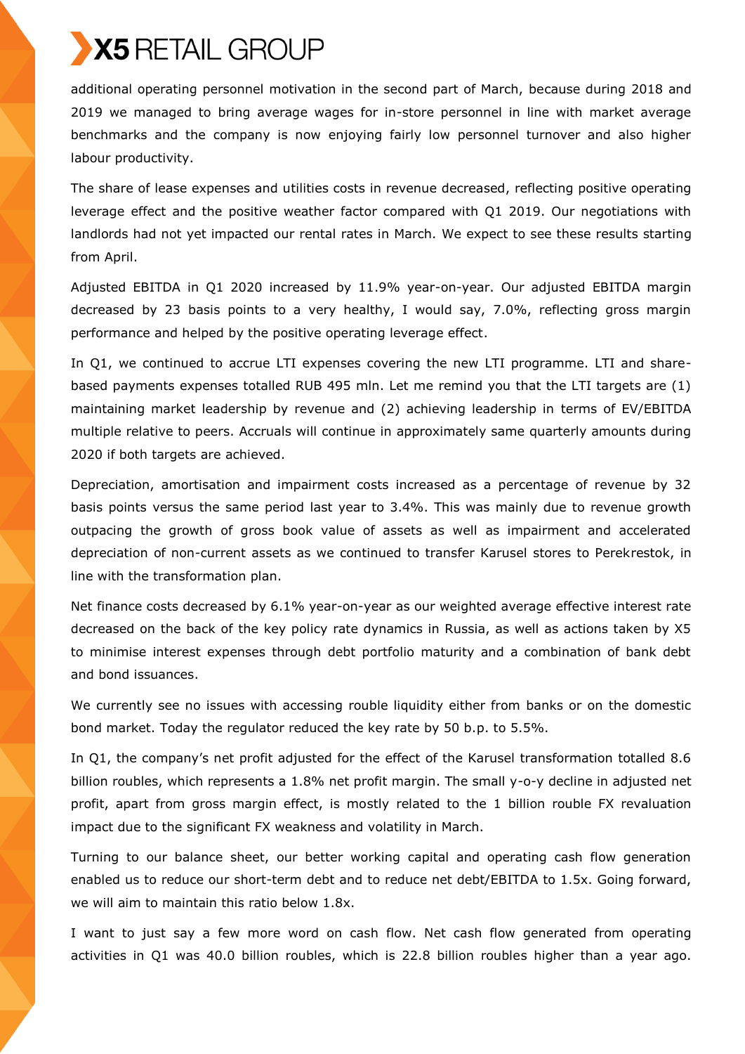additional operating personnel motivation in the second part of March, because during 2018 and 2019 we managed to bring average wages for in-store personnel in line with market average benchmarks and the company is now enjoying fairly low personnel turnover and also higher labour productivity.

The share of lease expenses and utilities costs in revenue decreased, reflecting positive operating leverage effect and the positive weather factor compared with Q1 2019. Our negotiations with landlords had not yet impacted our rental rates in March. We expect to see these results starting from April.

Adjusted EBITDA in Q1 2020 increased by 11.9% year-on-year. Our adjusted EBITDA margin decreased by 23 basis points to a very healthy, I would say, 7.0%, reflecting gross margin performance and helped by the positive operating leverage effect.

In Q1, we continued to accrue LTI expenses covering the new LTI programme. LTI and share-based payments expenses totalled RUB 495 mln. Let me remind you that the LTI targets are (1) maintaining market leadership by revenue and (2) achieving leadership in terms of EV/EBITDA multiple relative to peers. Accruals will continue in approximately same quarterly amounts during 2020 if both targets are achieved.

Depreciation, amortisation and impairment costs increased as a percentage of revenue by 32 basis points versus the same period last year to 3.4%. This was mainly due to revenue growth outpacing the growth of gross book value of assets as well as impairment and accelerated depreciation of non-current assets as we continued to transfer Karusel stores to Perekrestok, in line with the transformation plan.

Net finance costs decreased by 6.1% year-on-year as our weighted average effective interest rate decreased on the back of the key policy rate dynamics in Russia, as well as actions taken by X5 to minimise interest expenses through debt portfolio maturity and a combination of bank debt and bond issuances.

We currently see no issues with accessing rouble liquidity either from banks or on the domestic bond market. Today the regulator reduced the key rate by 50 b.p. to 5.5%.

In Q1, the company's net profit adjusted for the effect of the Karusel transformation totalled 8.6 billion roubles, which represents a 1.8% net profit margin. The small y-o-y decline in adjusted net profit, apart from gross margin effect, is mostly related to the 1 billion rouble FX revaluation impact due to the significant FX weakness and volatility in March.

Turning to our balance sheet, our better working capital and operating cash flow generation enabled us to reduce our short-term debt and to reduce net debt/EBITDA to 1.5x. Going forward, we will aim to maintain this ratio below 1.8x.

I want to just say a few more word on cash flow. Net cash flow generated from operating activities in Q1 was 40.0 billion roubles, which is 22.8 billion roubles higher than a year ago.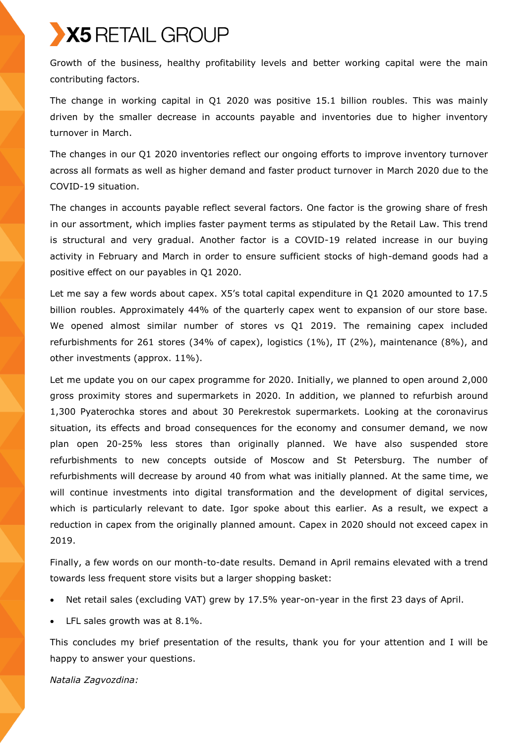Growth of the business, healthy profitability levels and better working capital were the main contributing factors.

The change in working capital in Q1 2020 was positive 15.1 billion roubles. This was mainly driven by the smaller decrease in accounts payable and inventories due to higher inventory turnover in March.

The changes in our Q1 2020 inventories reflect our ongoing efforts to improve inventory turnover across all formats as well as higher demand and faster product turnover in March 2020 due to the COVID-19 situation.

The changes in accounts payable reflect several factors. One factor is the growing share of fresh in our assortment, which implies faster payment terms as stipulated by the Retail Law. This trend is structural and very gradual. Another factor is a COVID-19 related increase in our buying activity in February and March in order to ensure sufficient stocks of high-demand goods had a positive effect on our payables in Q1 2020.

Let me say a few words about capex. X5's total capital expenditure in Q1 2020 amounted to 17.5 billion roubles. Approximately 44% of the quarterly capex went to expansion of our store base. We opened almost similar number of stores vs Q1 2019. The remaining capex included refurbishments for 261 stores (34% of capex), logistics (1%), IT (2%), maintenance (8%), and other investments (approx. 11%).

Let me update you on our capex programme for 2020. Initially, we planned to open around 2,000 gross proximity stores and supermarkets in 2020. In addition, we planned to refurbish around 1,300 Pyaterochka stores and about 30 Perekrestok supermarkets. Looking at the coronavirus situation, its effects and broad consequences for the economy and consumer demand, we now plan open 20-25% less stores than originally planned. We have also suspended store refurbishments to new concepts outside of Moscow and St Petersburg. The number of refurbishments will decrease by around 40 from what was initially planned. At the same time, we will continue investments into digital transformation and the development of digital services, which is particularly relevant to date. Igor spoke about this earlier. As a result, we expect a reduction in capex from the originally planned amount. Capex in 2020 should not exceed capex in 2019.

Finally, a few words on our month-to-date results. Demand in April remains elevated with a trend towards less frequent store visits but a larger shopping basket:

- Net retail sales (excluding VAT) grew by 17.5% year-on-year in the first 23 days of April.
- LFL sales growth was at 8.1%.

This concludes my brief presentation of the results, thank you for your attention and I will be happy to answer your questions.

*Natalia Zagvozdina:*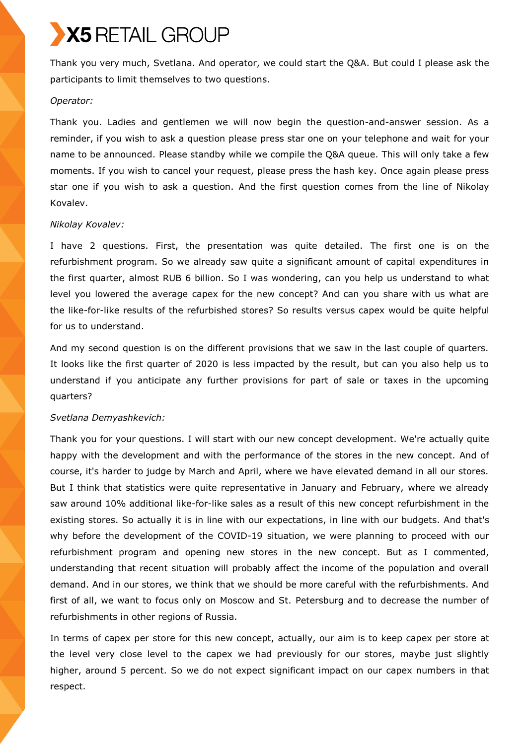Thank you very much, Svetlana. And operator, we could start the Q&A. But could I please ask the participants to limit themselves to two questions.

*Operator:*

Thank you. Ladies and gentlemen we will now begin the question-and-answer session. As a reminder, if you wish to ask a question please press star one on your telephone and wait for your name to be announced. Please standby while we compile the Q&A queue. This will only take a few moments. If you wish to cancel your request, please press the hash key. Once again please press star one if you wish to ask a question. And the first question comes from the line of Nikolay Kovalev.

*Nikolay Kovalev:*

I have 2 questions. First, the presentation was quite detailed. The first one is on the refurbishment program. So we already saw quite a significant amount of capital expenditures in the first quarter, almost RUB 6 billion. So I was wondering, can you help us understand to what level you lowered the average capex for the new concept? And can you share with us what are the like-for-like results of the refurbished stores? So results versus capex would be quite helpful for us to understand.

And my second question is on the different provisions that we saw in the last couple of quarters. It looks like the first quarter of 2020 is less impacted by the result, but can you also help us to understand if you anticipate any further provisions for part of sale or taxes in the upcoming quarters?

*Svetlana Demyashkevich:*

Thank you for your questions. I will start with our new concept development. We're actually quite happy with the development and with the performance of the stores in the new concept. And of course, it's harder to judge by March and April, where we have elevated demand in all our stores. But I think that statistics were quite representative in January and February, where we already saw around 10% additional like-for-like sales as a result of this new concept refurbishment in the existing stores. So actually it is in line with our expectations, in line with our budgets. And that's why before the development of the COVID-19 situation, we were planning to proceed with our refurbishment program and opening new stores in the new concept. But as I commented, understanding that recent situation will probably affect the income of the population and overall demand. And in our stores, we think that we should be more careful with the refurbishments. And first of all, we want to focus only on Moscow and St. Petersburg and to decrease the number of refurbishments in other regions of Russia.

In terms of capex per store for this new concept, actually, our aim is to keep capex per store at the level very close level to the capex we had previously for our stores, maybe just slightly higher, around 5 percent. So we do not expect significant impact on our capex numbers in that respect.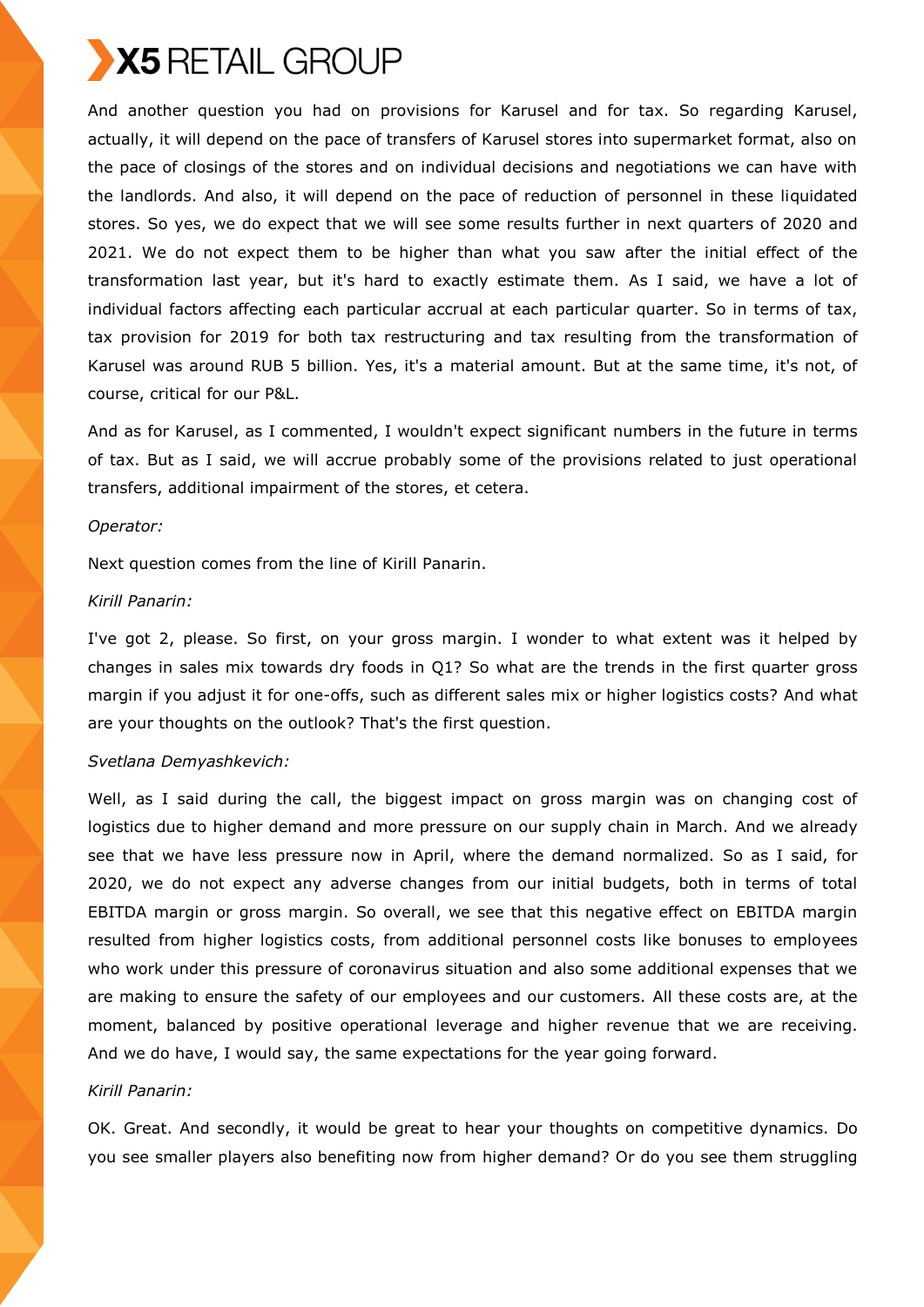And another question you had on provisions for Karusel and for tax. So regarding Karusel, actually, it will depend on the pace of transfers of Karusel stores into supermarket format, also on the pace of closings of the stores and on individual decisions and negotiations we can have with the landlords. And also, it will depend on the pace of reduction of personnel in these liquidated stores. So yes, we do expect that we will see some results further in next quarters of 2020 and 2021. We do not expect them to be higher than what you saw after the initial effect of the transformation last year, but it's hard to exactly estimate them. As I said, we have a lot of individual factors affecting each particular accrual at each particular quarter. So in terms of tax, tax provision for 2019 for both tax restructuring and tax resulting from the transformation of Karusel was around RUB 5 billion. Yes, it's a material amount. But at the same time, it's not, of course, critical for our P&L.

And as for Karusel, as I commented, I wouldn't expect significant numbers in the future in terms of tax. But as I said, we will accrue probably some of the provisions related to just operational transfers, additional impairment of the stores, et cetera.

*Operator:*

Next question comes from the line of Kirill Panarin.

*Kirill Panarin:*

I've got 2, please. So first, on your gross margin. I wonder to what extent was it helped by changes in sales mix towards dry foods in Q1? So what are the trends in the first quarter gross margin if you adjust it for one-offs, such as different sales mix or higher logistics costs? And what are your thoughts on the outlook? That's the first question.

*Svetlana Demyashkevich:*

Well, as I said during the call, the biggest impact on gross margin was on changing cost of logistics due to higher demand and more pressure on our supply chain in March. And we already see that we have less pressure now in April, where the demand normalized. So as I said, for 2020, we do not expect any adverse changes from our initial budgets, both in terms of total EBITDA margin or gross margin. So overall, we see that this negative effect on EBITDA margin resulted from higher logistics costs, from additional personnel costs like bonuses to employees who work under this pressure of coronavirus situation and also some additional expenses that we are making to ensure the safety of our employees and our customers. All these costs are, at the moment, balanced by positive operational leverage and higher revenue that we are receiving. And we do have, I would say, the same expectations for the year going forward.

*Kirill Panarin:*

OK. Great. And secondly, it would be great to hear your thoughts on competitive dynamics. Do you see smaller players also benefiting now from higher demand? Or do you see them struggling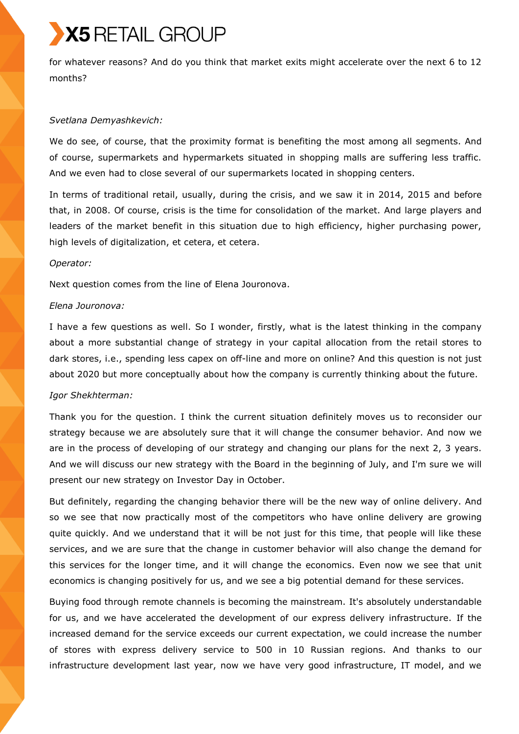for whatever reasons? And do you think that market exits might accelerate over the next 6 to 12 months?

*Svetlana Demyashkevich:*

We do see, of course, that the proximity format is benefiting the most among all segments. And of course, supermarkets and hypermarkets situated in shopping malls are suffering less traffic. And we even had to close several of our supermarkets located in shopping centers.

In terms of traditional retail, usually, during the crisis, and we saw it in 2014, 2015 and before that, in 2008. Of course, crisis is the time for consolidation of the market. And large players and leaders of the market benefit in this situation due to high efficiency, higher purchasing power, high levels of digitalization, et cetera, et cetera.

*Operator:*

Next question comes from the line of Elena Jouronova.

*Elena Jouronova:*

I have a few questions as well. So I wonder, firstly, what is the latest thinking in the company about a more substantial change of strategy in your capital allocation from the retail stores to dark stores, i.e., spending less capex on off-line and more on online? And this question is not just about 2020 but more conceptually about how the company is currently thinking about the future.

*Igor Shekhterman:*

Thank you for the question. I think the current situation definitely moves us to reconsider our strategy because we are absolutely sure that it will change the consumer behavior. And now we are in the process of developing of our strategy and changing our plans for the next 2, 3 years. And we will discuss our new strategy with the Board in the beginning of July, and I'm sure we will present our new strategy on Investor Day in October.

But definitely, regarding the changing behavior there will be the new way of online delivery. And so we see that now practically most of the competitors who have online delivery are growing quite quickly. And we understand that it will be not just for this time, that people will like these services, and we are sure that the change in customer behavior will also change the demand for this services for the longer time, and it will change the economics. Even now we see that unit economics is changing positively for us, and we see a big potential demand for these services.

Buying food through remote channels is becoming the mainstream. It's absolutely understandable for us, and we have accelerated the development of our express delivery infrastructure. If the increased demand for the service exceeds our current expectation, we could increase the number of stores with express delivery service to 500 in 10 Russian regions. And thanks to our infrastructure development last year, now we have very good infrastructure, IT model, and we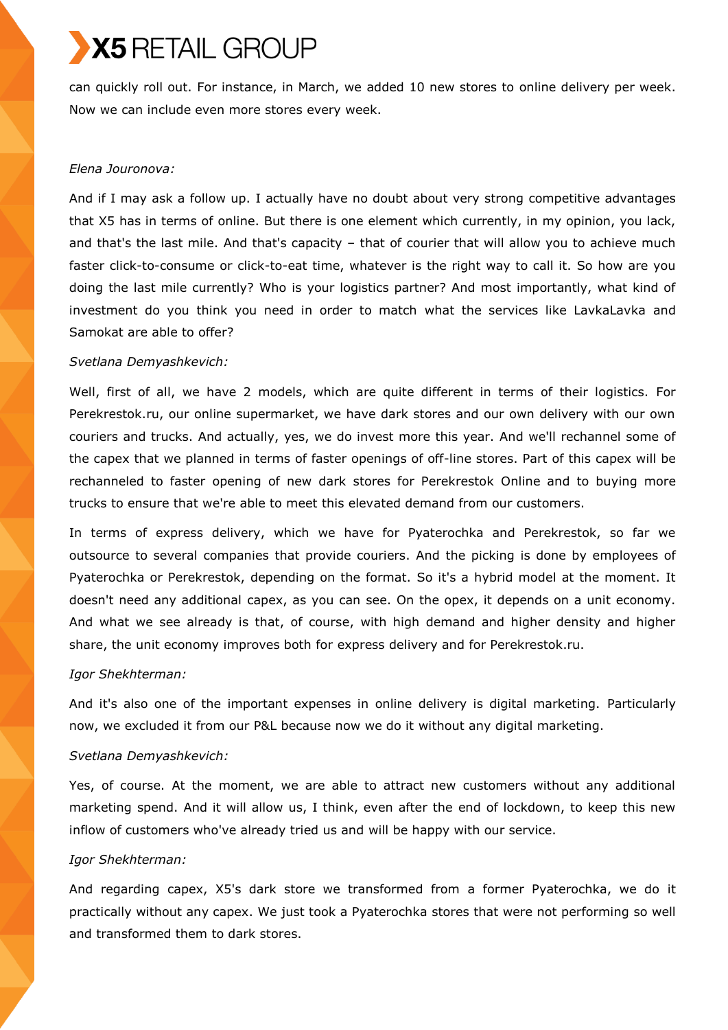can quickly roll out. For instance, in March, we added 10 new stores to online delivery per week. Now we can include even more stores every week.

*Elena Jouronova:*

And if I may ask a follow up. I actually have no doubt about very strong competitive advantages that X5 has in terms of online. But there is one element which currently, in my opinion, you lack, and that's the last mile. And that's capacity – that of courier that will allow you to achieve much faster click-to-consume or click-to-eat time, whatever is the right way to call it. So how are you doing the last mile currently? Who is your logistics partner? And most importantly, what kind of investment do you think you need in order to match what the services like LavkaLavka and Samokat are able to offer?

*Svetlana Demyashkevich:*

Well, first of all, we have 2 models, which are quite different in terms of their logistics. For Perekrestok.ru, our online supermarket, we have dark stores and our own delivery with our own couriers and trucks. And actually, yes, we do invest more this year. And we'll rechannel some of the capex that we planned in terms of faster openings of off-line stores. Part of this capex will be rechanneled to faster opening of new dark stores for Perekrestok Online and to buying more trucks to ensure that we're able to meet this elevated demand from our customers.

In terms of express delivery, which we have for Pyaterochka and Perekrestok, so far we outsource to several companies that provide couriers. And the picking is done by employees of Pyaterochka or Perekrestok, depending on the format. So it's a hybrid model at the moment. It doesn't need any additional capex, as you can see. On the opex, it depends on a unit economy. And what we see already is that, of course, with high demand and higher density and higher share, the unit economy improves both for express delivery and for Perekrestok.ru.

*Igor Shekhterman:*

And it's also one of the important expenses in online delivery is digital marketing. Particularly now, we excluded it from our P&L because now we do it without any digital marketing.

*Svetlana Demyashkevich:*

Yes, of course. At the moment, we are able to attract new customers without any additional marketing spend. And it will allow us, I think, even after the end of lockdown, to keep this new inflow of customers who've already tried us and will be happy with our service.

*Igor Shekhterman:*

And regarding capex, X5's dark store we transformed from a former Pyaterochka, we do it practically without any capex. We just took a Pyaterochka stores that were not performing so well and transformed them to dark stores.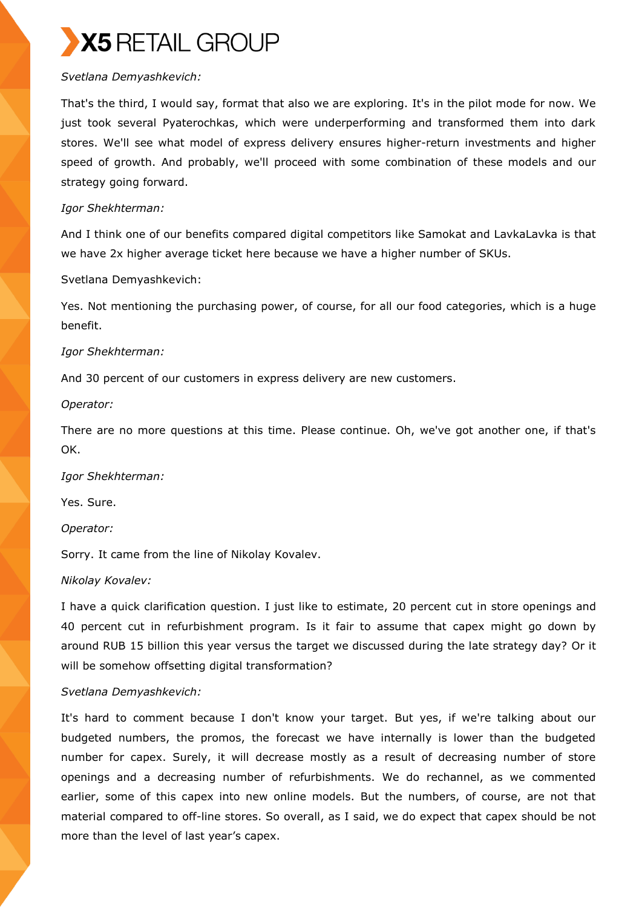*Svetlana Demyashkevich:*

That's the third, I would say, format that also we are exploring. It's in the pilot mode for now. We just took several Pyaterochkas, which were underperforming and transformed them into dark stores. We'll see what model of express delivery ensures higher-return investments and higher speed of growth. And probably, we'll proceed with some combination of these models and our strategy going forward.

*Igor Shekhterman:*

And I think one of our benefits compared digital competitors like Samokat and LavkaLavka is that we have 2x higher average ticket here because we have a higher number of SKUs.

Svetlana Demyashkevich:

Yes. Not mentioning the purchasing power, of course, for all our food categories, which is a huge benefit.

*Igor Shekhterman:*

And 30 percent of our customers in express delivery are new customers.

*Operator:*

There are no more questions at this time. Please continue. Oh, we've got another one, if that's OK.

*Igor Shekhterman:*

Yes. Sure.

*Operator:*

Sorry. It came from the line of Nikolay Kovalev.

*Nikolay Kovalev:*

I have a quick clarification question. I just like to estimate, 20 percent cut in store openings and 40 percent cut in refurbishment program. Is it fair to assume that capex might go down by around RUB 15 billion this year versus the target we discussed during the late strategy day? Or it will be somehow offsetting digital transformation?

*Svetlana Demyashkevich:*

It's hard to comment because I don't know your target. But yes, if we're talking about our budgeted numbers, the promos, the forecast we have internally is lower than the budgeted number for capex. Surely, it will decrease mostly as a result of decreasing number of store openings and a decreasing number of refurbishments. We do rechannel, as we commented earlier, some of this capex into new online models. But the numbers, of course, are not that material compared to off-line stores. So overall, as I said, we do expect that capex should be not more than the level of last year's capex.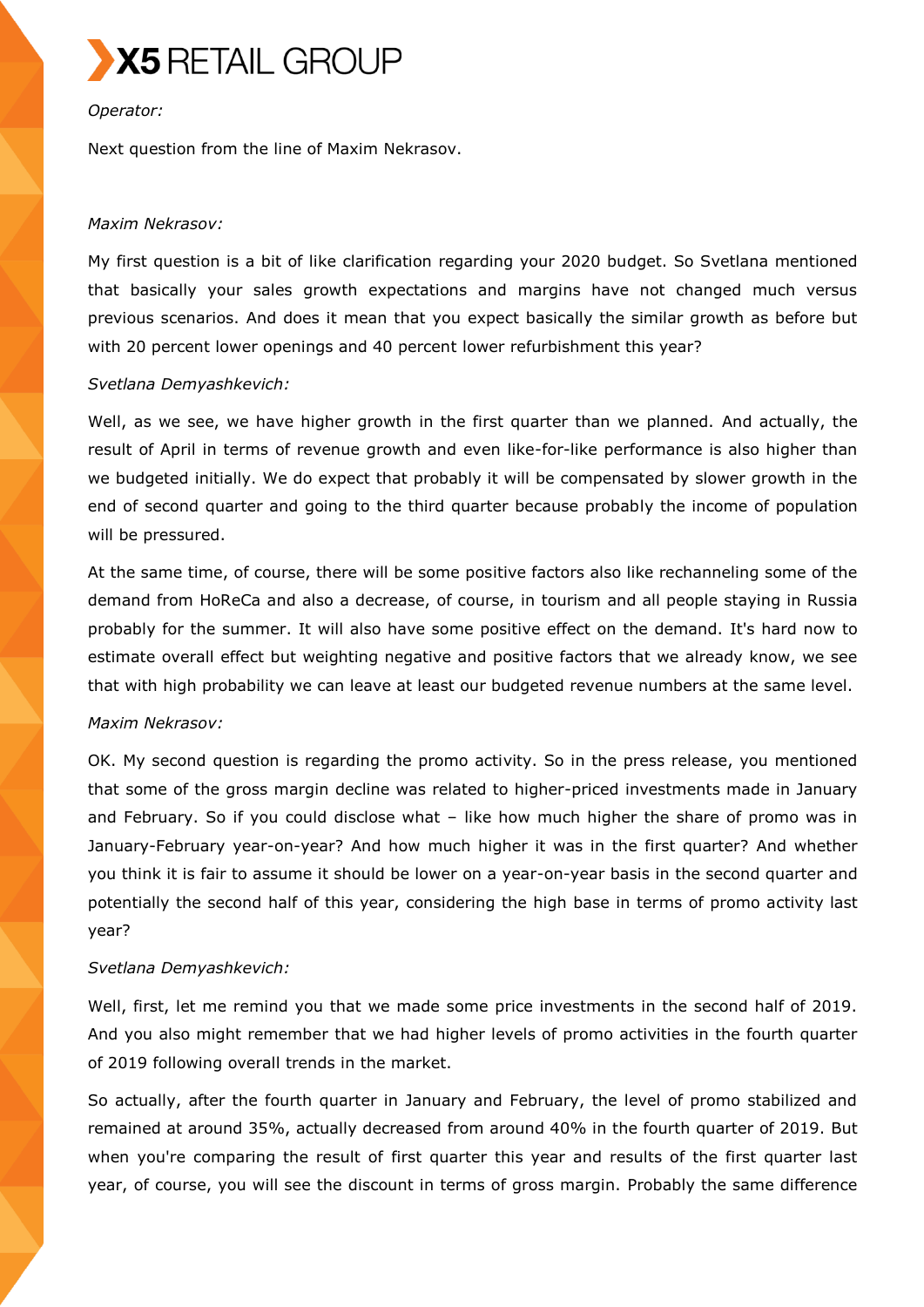*Operator:*

Next question from the line of Maxim Nekrasov.

*Maxim Nekrasov:*

My first question is a bit of like clarification regarding your 2020 budget. So Svetlana mentioned that basically your sales growth expectations and margins have not changed much versus previous scenarios. And does it mean that you expect basically the similar growth as before but with 20 percent lower openings and 40 percent lower refurbishment this year?

*Svetlana Demyashkevich:*

Well, as we see, we have higher growth in the first quarter than we planned. And actually, the result of April in terms of revenue growth and even like-for-like performance is also higher than we budgeted initially. We do expect that probably it will be compensated by slower growth in the end of second quarter and going to the third quarter because probably the income of population will be pressured.

At the same time, of course, there will be some positive factors also like rechanneling some of the demand from HoReCa and also a decrease, of course, in tourism and all people staying in Russia probably for the summer. It will also have some positive effect on the demand. It's hard now to estimate overall effect but weighting negative and positive factors that we already know, we see that with high probability we can leave at least our budgeted revenue numbers at the same level.

*Maxim Nekrasov:*

OK. My second question is regarding the promo activity. So in the press release, you mentioned that some of the gross margin decline was related to higher-priced investments made in January and February. So if you could disclose what – like how much higher the share of promo was in January-February year-on-year? And how much higher it was in the first quarter? And whether you think it is fair to assume it should be lower on a year-on-year basis in the second quarter and potentially the second half of this year, considering the high base in terms of promo activity last year?

*Svetlana Demyashkevich:*

Well, first, let me remind you that we made some price investments in the second half of 2019. And you also might remember that we had higher levels of promo activities in the fourth quarter of 2019 following overall trends in the market.

So actually, after the fourth quarter in January and February, the level of promo stabilized and remained at around 35%, actually decreased from around 40% in the fourth quarter of 2019. But when you're comparing the result of first quarter this year and results of the first quarter last year, of course, you will see the discount in terms of gross margin. Probably the same difference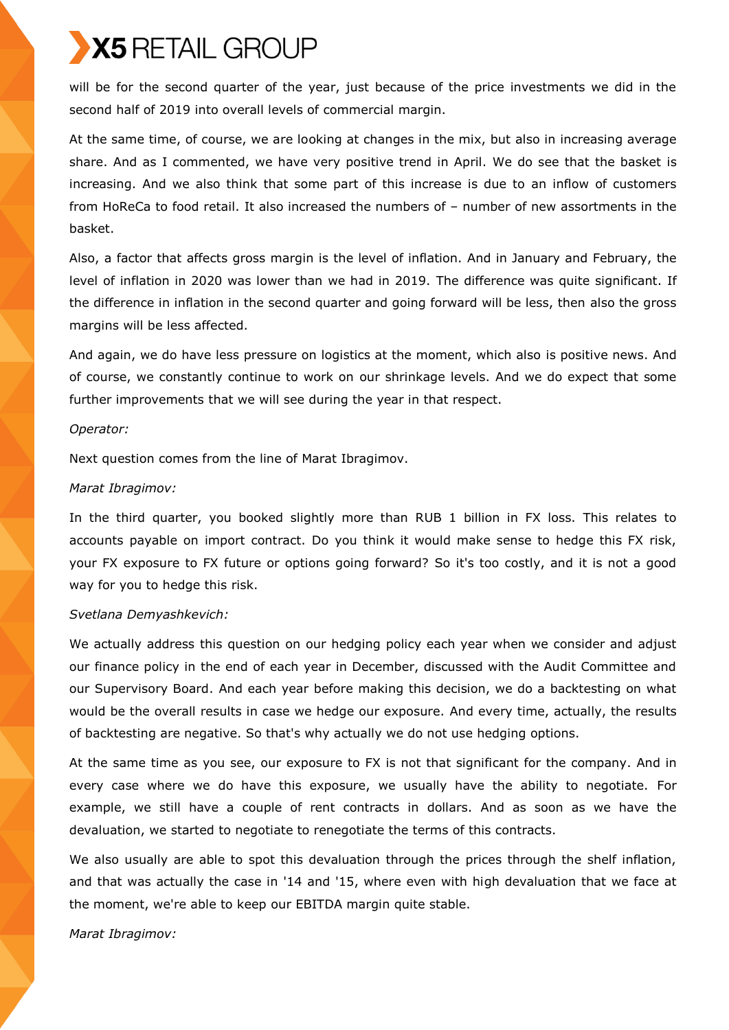will be for the second quarter of the year, just because of the price investments we did in the second half of 2019 into overall levels of commercial margin.

At the same time, of course, we are looking at changes in the mix, but also in increasing average share. And as I commented, we have very positive trend in April. We do see that the basket is increasing. And we also think that some part of this increase is due to an inflow of customers from HoReCa to food retail. It also increased the numbers of – number of new assortments in the basket.

Also, a factor that affects gross margin is the level of inflation. And in January and February, the level of inflation in 2020 was lower than we had in 2019. The difference was quite significant. If the difference in inflation in the second quarter and going forward will be less, then also the gross margins will be less affected.

And again, we do have less pressure on logistics at the moment, which also is positive news. And of course, we constantly continue to work on our shrinkage levels. And we do expect that some further improvements that we will see during the year in that respect.

*Operator:*

Next question comes from the line of Marat Ibragimov.

*Marat Ibragimov:*

In the third quarter, you booked slightly more than RUB 1 billion in FX loss. This relates to accounts payable on import contract. Do you think it would make sense to hedge this FX risk, your FX exposure to FX future or options going forward? So it's too costly, and it is not a good way for you to hedge this risk.

*Svetlana Demyashkevich:*

We actually address this question on our hedging policy each year when we consider and adjust our finance policy in the end of each year in December, discussed with the Audit Committee and our Supervisory Board. And each year before making this decision, we do a backtesting on what would be the overall results in case we hedge our exposure. And every time, actually, the results of backtesting are negative. So that's why actually we do not use hedging options.

At the same time as you see, our exposure to FX is not that significant for the company. And in every case where we do have this exposure, we usually have the ability to negotiate. For example, we still have a couple of rent contracts in dollars. And as soon as we have the devaluation, we started to negotiate to renegotiate the terms of this contracts.

We also usually are able to spot this devaluation through the prices through the shelf inflation, and that was actually the case in '14 and '15, where even with high devaluation that we face at the moment, we're able to keep our EBITDA margin quite stable.

*Marat Ibragimov:*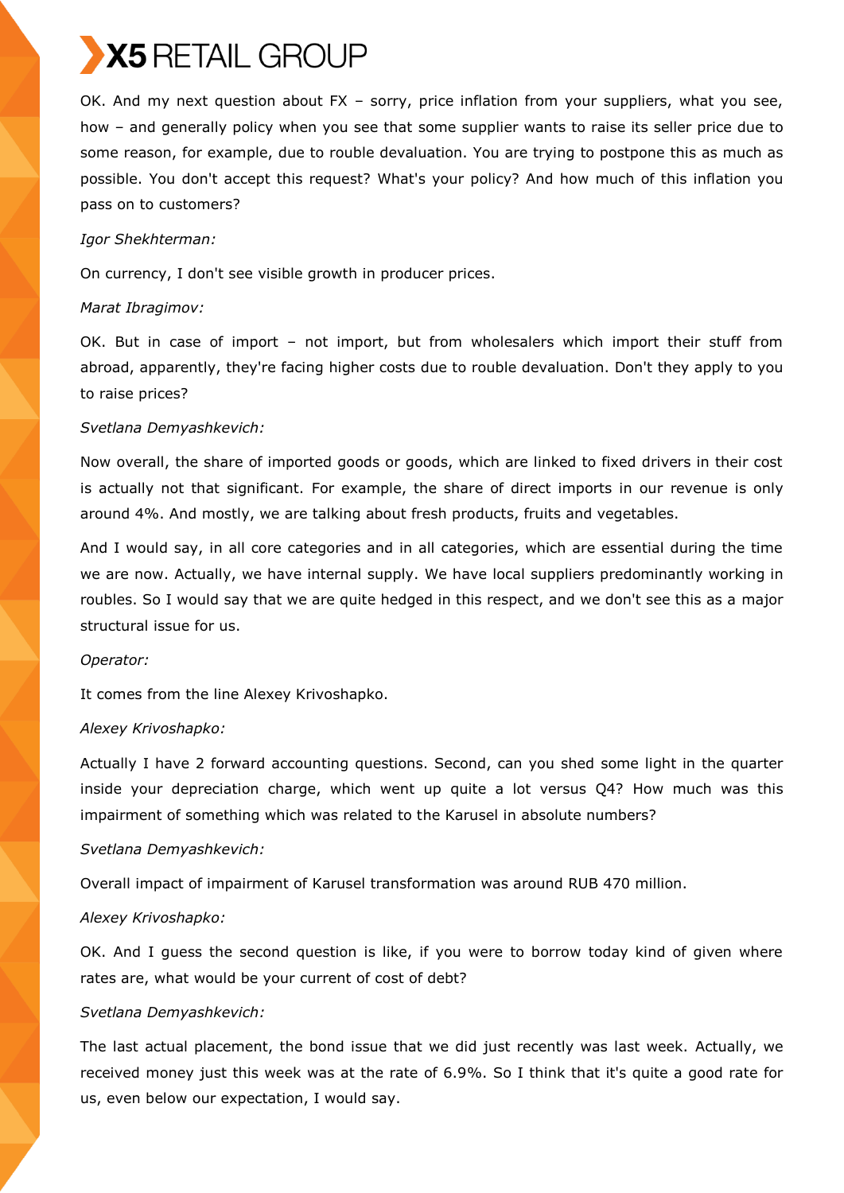OK. And my next question about FX – sorry, price inflation from your suppliers, what you see, how – and generally policy when you see that some supplier wants to raise its seller price due to some reason, for example, due to rouble devaluation. You are trying to postpone this as much as possible. You don't accept this request? What's your policy? And how much of this inflation you pass on to customers?

*Igor Shekhterman:*

On currency, I don't see visible growth in producer prices.

*Marat Ibragimov:*

OK. But in case of import – not import, but from wholesalers which import their stuff from abroad, apparently, they're facing higher costs due to rouble devaluation. Don't they apply to you to raise prices?

*Svetlana Demyashkevich:*

Now overall, the share of imported goods or goods, which are linked to fixed drivers in their cost is actually not that significant. For example, the share of direct imports in our revenue is only around 4%. And mostly, we are talking about fresh products, fruits and vegetables.

And I would say, in all core categories and in all categories, which are essential during the time we are now. Actually, we have internal supply. We have local suppliers predominantly working in roubles. So I would say that we are quite hedged in this respect, and we don't see this as a major structural issue for us.

*Operator:*

It comes from the line Alexey Krivoshapko.

*Alexey Krivoshapko:*

Actually I have 2 forward accounting questions. Second, can you shed some light in the quarter inside your depreciation charge, which went up quite a lot versus Q4? How much was this impairment of something which was related to the Karusel in absolute numbers?

*Svetlana Demyashkevich:*

Overall impact of impairment of Karusel transformation was around RUB 470 million.

*Alexey Krivoshapko:*

OK. And I guess the second question is like, if you were to borrow today kind of given where rates are, what would be your current of cost of debt?

*Svetlana Demyashkevich:*

The last actual placement, the bond issue that we did just recently was last week. Actually, we received money just this week was at the rate of 6.9%. So I think that it's quite a good rate for us, even below our expectation, I would say.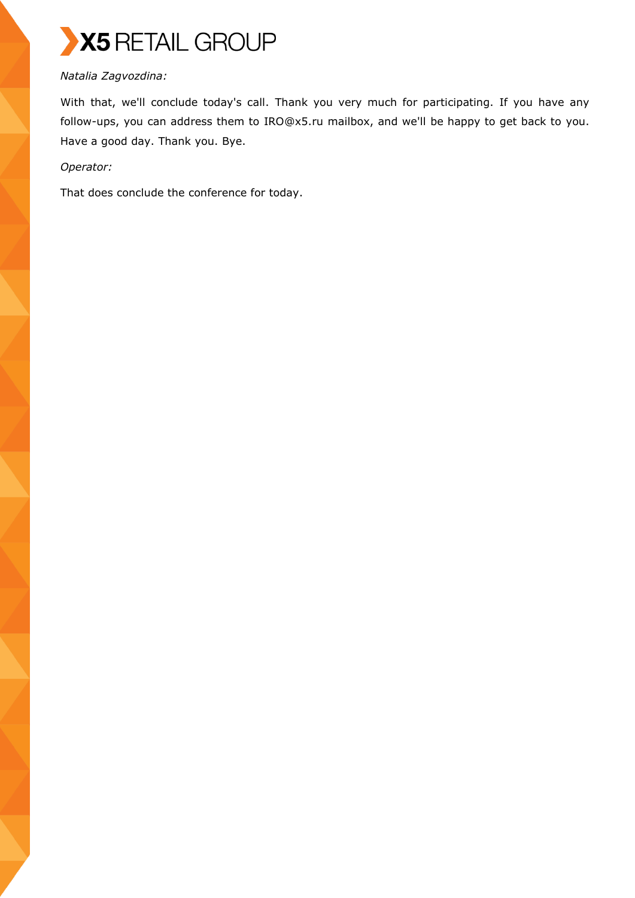*Natalia Zagvozdina:*

With that, we'll conclude today's call. Thank you very much for participating. If you have any follow-ups, you can address them to IRO@x5.ru mailbox, and we'll be happy to get back to you. Have a good day. Thank you. Bye.

*Operator:*

That does conclude the conference for today.